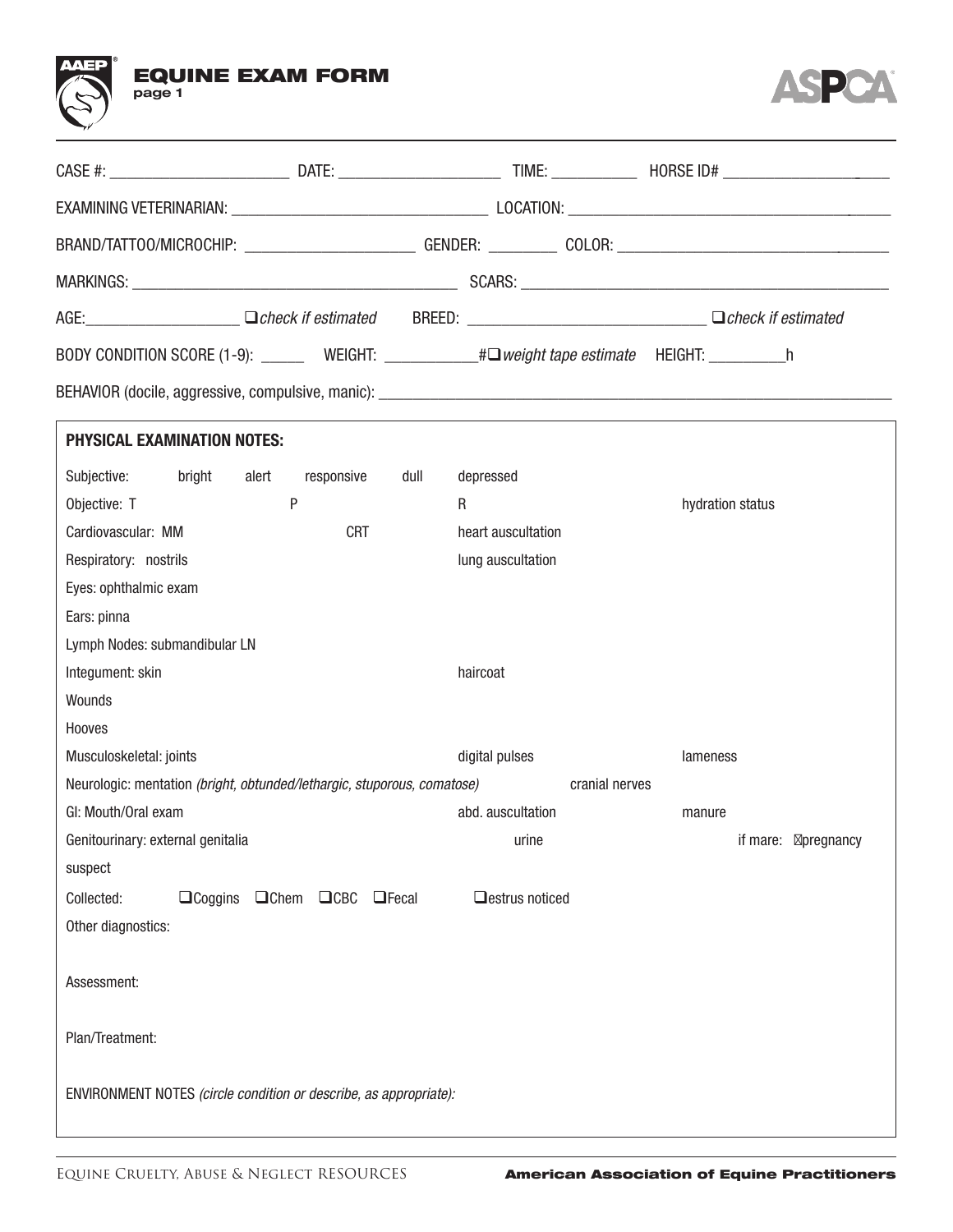# EQUINE EXAM FORM

page 1

CASE #: ______________________ DATE: ____________________ TIME: ___________ HORSE ID# ____________________

EXAMINING VETERINARIAN: ________________________________ LOCATION: ________________________________________

BRAND/TATTOO/MICROCHIP: ______________________ GENDER: _________ COLOR: ________________________________

MARKINGS: ________________________________________ SCARS: ______________________________________________

AGE: ___________________ ❑ *check if estimated* BREED: _____________________________ ❑ *check if estimated*

BODY CONDITION SCORE (1-9): ______ WEIGHT: ___________# ❑ *weight tape estimate* HEIGHT: _________h

BEHAVIOR (docile, aggressive, compulsive, manic): ______________________________________________________________

**PHYSICAL EXAMINATION NOTES:**

Subjective: bright alert responsive dull depressed

Objective: T P R hydration status

Cardiovascular: MM CRT heart auscultation

Respiratory: nostrils lung auscultation

Eyes: ophthalmic exam

Ears: pinna

Lymph Nodes: submandibular LN

Integument: skin haircoat

Wounds

Hooves

Musculoskeletal: joints digital pulses lameness

Neurologic: mentation *(bright, obtunded/lethargic, stuporous, comatose)* cranial nerves

GI: Mouth/Oral exam abd. auscultation manure

Genitourinary: external genitalia urine if mare: ❑ pregnancy suspect

Collected: ❑ Coggins ❑ Chem ❑ CBC ❑ Fecal ❑ estrus noticed

Other diagnostics:

Assessment:

Plan/Treatment:

ENVIRONMENT NOTES *(circle condition or describe, as appropriate):*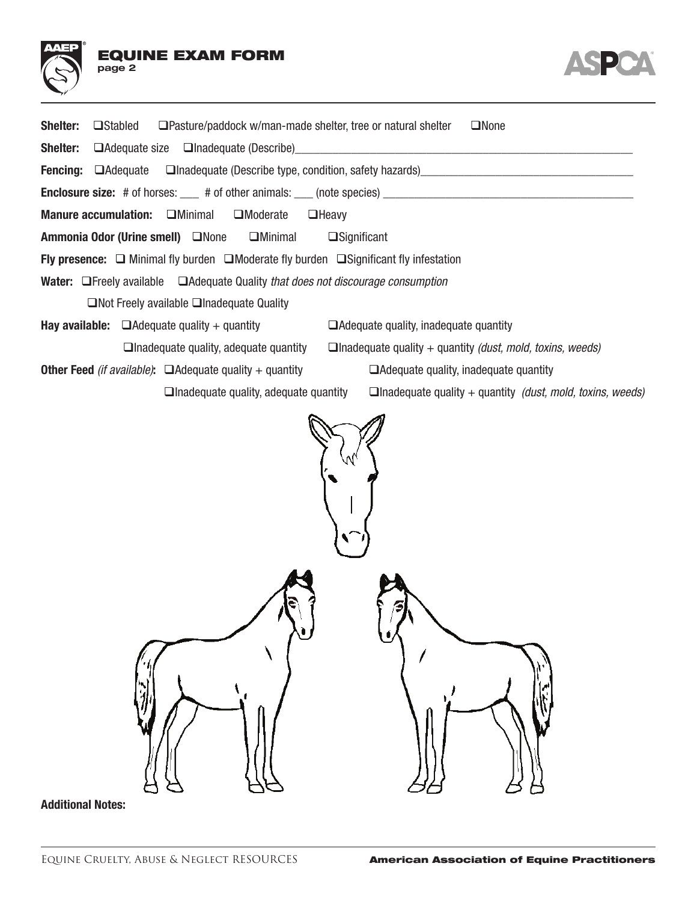# EQUINE EXAM FORM
page 2

**Shelter:** ❑Stabled ❑Pasture/paddock w/man-made shelter, tree or natural shelter ❑None

**Shelter:** ❑Adequate size ❑Inadequate (Describe)________________________________________________

**Fencing:** ❑Adequate ❑Inadequate (Describe type, condition, safety hazards)______________________________

**Enclosure size:** # of horses: ___ # of other animals: ___ (note species) ________________________________

**Manure accumulation:** ❑Minimal ❑Moderate ❑Heavy

**Ammonia Odor (Urine smell)** ❑None ❑Minimal ❑Significant

**Fly presence:** ❑ Minimal fly burden ❑Moderate fly burden ❑Significant fly infestation

**Water:** ❑Freely available ❑Adequate Quality *that does not discourage consumption*

❑Not Freely available ❑Inadequate Quality

**Hay available:** ❑Adequate quality + quantity ❑Adequate quality, inadequate quantity

❑Inadequate quality, adequate quantity ❑Inadequate quality + quantity *(dust, mold, toxins, weeds)*

**Other Feed** *(if available)*: ❑Adequate quality + quantity ❑Adequate quality, inadequate quantity

❑Inadequate quality, adequate quantity ❑Inadequate quality + quantity *(dust, mold, toxins, weeds)*

**Additional Notes:**